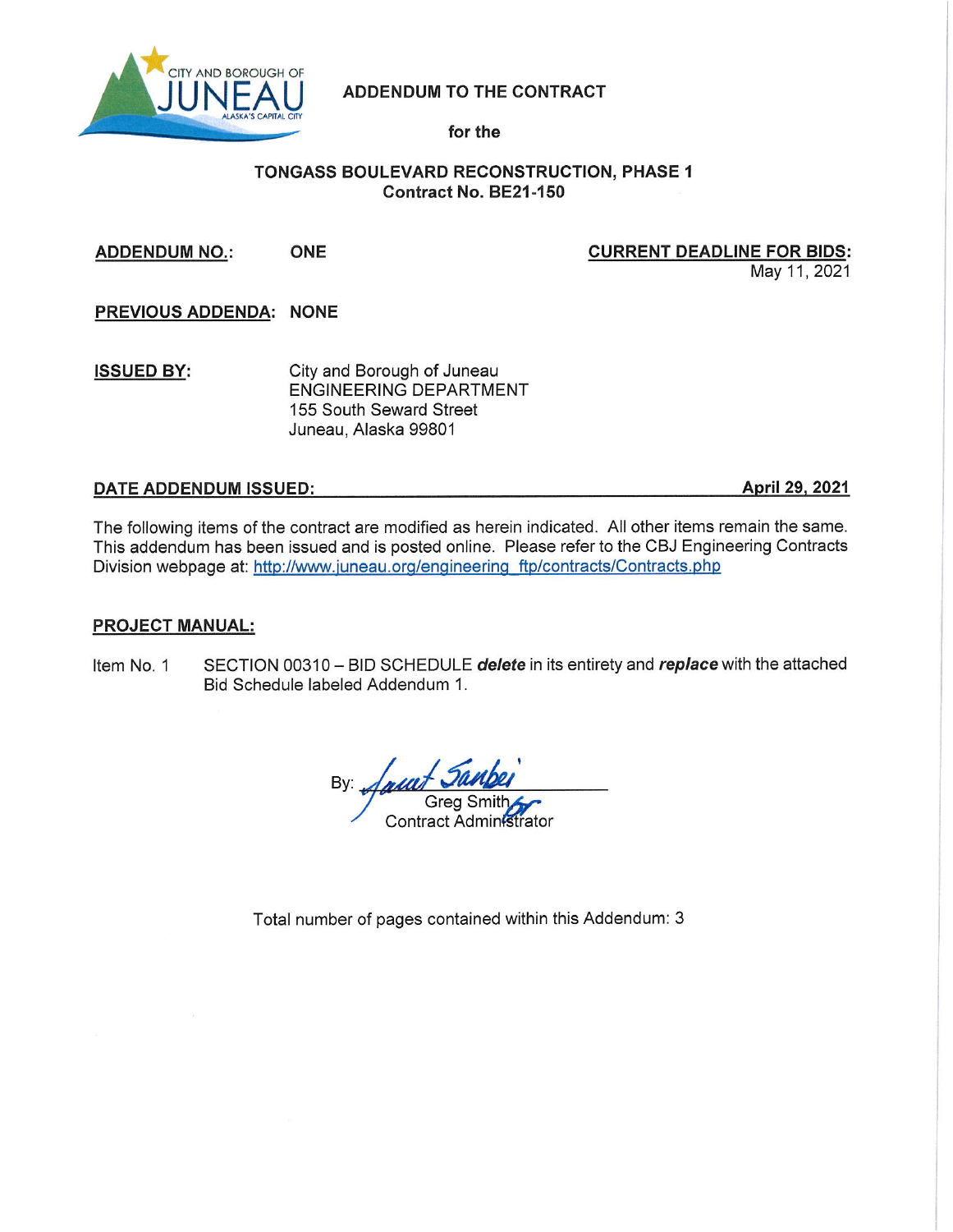CITY AND BOROUGH OF JUNEAU ALASKA'S CAPITAL CITY

# ADDENDUM TO THE CONTRACT

**for the**

## TONGASS BOULEVARD RECONSTRUCTION, PHASE 1
**Contract No. BE21-150**

**ADDENDUM NO.:** ONE

**CURRENT DEADLINE FOR BIDS:** May 11, 2021

**PREVIOUS ADDENDA:** NONE

**ISSUED BY:**
City and Borough of Juneau
ENGINEERING DEPARTMENT
155 South Seward Street
Juneau, Alaska 99801

**DATE ADDENDUM ISSUED:** **April 29, 2021**

The following items of the contract are modified as herein indicated. All other items remain the same. This addendum has been issued and is posted online. Please refer to the CBJ Engineering Contracts Division webpage at: http://www.juneau.org/engineering_ftp/contracts/Contracts.php

**PROJECT MANUAL:**

Item No. 1 SECTION 00310 – BID SCHEDULE ***delete*** in its entirety and ***replace*** with the attached Bid Schedule labeled Addendum 1.

By: Janet Sanbei for
Greg Smith
Contract Administrator

Total number of pages contained within this Addendum: 3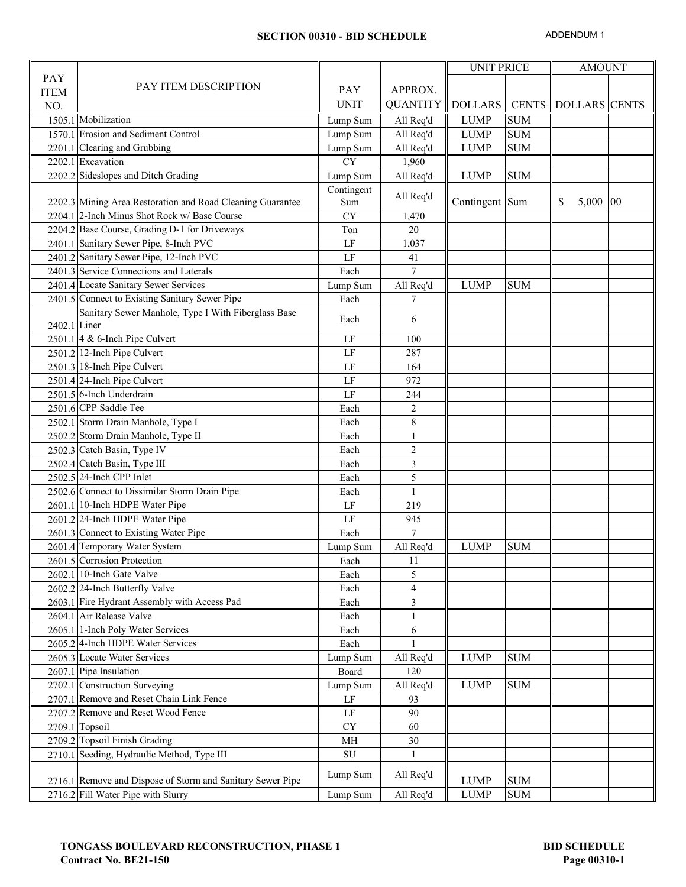## SECTION 00310 - BID SCHEDULE

ADDENDUM 1

| PAY ITEM NO. | PAY ITEM DESCRIPTION | PAY UNIT | APPROX. QUANTITY | UNIT PRICE | | AMOUNT | |
|---|---|---|---|---|---|---|---|
| | | | | DOLLARS | CENTS | DOLLARS | CENTS |
| 1505.1 | Mobilization | Lump Sum | All Req'd | LUMP | SUM | | |
| 1570.1 | Erosion and Sediment Control | Lump Sum | All Req'd | LUMP | SUM | | |
| 2201.1 | Clearing and Grubbing | Lump Sum | All Req'd | LUMP | SUM | | |
| 2202.1 | Excavation | CY | 1,960 | | | | |
| 2202.2 | Sideslopes and Ditch Grading | Lump Sum | All Req'd | LUMP | SUM | | |
| 2202.3 | Mining Area Restoration and Road Cleaning Guarantee | Contingent Sum | All Req'd | Contingent | Sum | $ 5,000 | 00 |
| 2204.1 | 2-Inch Minus Shot Rock w/ Base Course | CY | 1,470 | | | | |
| 2204.2 | Base Course, Grading D-1 for Driveways | Ton | 20 | | | | |
| 2401.1 | Sanitary Sewer Pipe, 8-Inch PVC | LF | 1,037 | | | | |
| 2401.2 | Sanitary Sewer Pipe, 12-Inch PVC | LF | 41 | | | | |
| 2401.3 | Service Connections and Laterals | Each | 7 | | | | |
| 2401.4 | Locate Sanitary Sewer Services | Lump Sum | All Req'd | LUMP | SUM | | |
| 2401.5 | Connect to Existing Sanitary Sewer Pipe | Each | 7 | | | | |
| 2402.1 | Sanitary Sewer Manhole, Type I With Fiberglass Base Liner | Each | 6 | | | | |
| 2501.1 | 4 & 6-Inch Pipe Culvert | LF | 100 | | | | |
| 2501.2 | 12-Inch Pipe Culvert | LF | 287 | | | | |
| 2501.3 | 18-Inch Pipe Culvert | LF | 164 | | | | |
| 2501.4 | 24-Inch Pipe Culvert | LF | 972 | | | | |
| 2501.5 | 6-Inch Underdrain | LF | 244 | | | | |
| 2501.6 | CPP Saddle Tee | Each | 2 | | | | |
| 2502.1 | Storm Drain Manhole, Type I | Each | 8 | | | | |
| 2502.2 | Storm Drain Manhole, Type II | Each | 1 | | | | |
| 2502.3 | Catch Basin, Type IV | Each | 2 | | | | |
| 2502.4 | Catch Basin, Type III | Each | 3 | | | | |
| 2502.5 | 24-Inch CPP Inlet | Each | 5 | | | | |
| 2502.6 | Connect to Dissimilar Storm Drain Pipe | Each | 1 | | | | |
| 2601.1 | 10-Inch HDPE Water Pipe | LF | 219 | | | | |
| 2601.2 | 24-Inch HDPE Water Pipe | LF | 945 | | | | |
| 2601.3 | Connect to Existing Water Pipe | Each | 7 | | | | |
| 2601.4 | Temporary Water System | Lump Sum | All Req'd | LUMP | SUM | | |
| 2601.5 | Corrosion Protection | Each | 11 | | | | |
| 2602.1 | 10-Inch Gate Valve | Each | 5 | | | | |
| 2602.2 | 24-Inch Butterfly Valve | Each | 4 | | | | |
| 2603.1 | Fire Hydrant Assembly with Access Pad | Each | 3 | | | | |
| 2604.1 | Air Release Valve | Each | 1 | | | | |
| 2605.1 | 1-Inch Poly Water Services | Each | 6 | | | | |
| 2605.2 | 4-Inch HDPE Water Services | Each | 1 | | | | |
| 2605.3 | Locate Water Services | Lump Sum | All Req'd | LUMP | SUM | | |
| 2607.1 | Pipe Insulation | Board | 120 | | | | |
| 2702.1 | Construction Surveying | Lump Sum | All Req'd | LUMP | SUM | | |
| 2707.1 | Remove and Reset Chain Link Fence | LF | 93 | | | | |
| 2707.2 | Remove and Reset Wood Fence | LF | 90 | | | | |
| 2709.1 | Topsoil | CY | 60 | | | | |
| 2709.2 | Topsoil Finish Grading | MH | 30 | | | | |
| 2710.1 | Seeding, Hydraulic Method, Type III | SU | 1 | | | | |
| 2716.1 | Remove and Dispose of Storm and Sanitary Sewer Pipe | Lump Sum | All Req'd | LUMP | SUM | | |
| 2716.2 | Fill Water Pipe with Slurry | Lump Sum | All Req'd | LUMP | SUM | | |

**TONGASS BOULEVARD RECONSTRUCTION, PHASE 1**
**Contract No. BE21-150**

**BID SCHEDULE**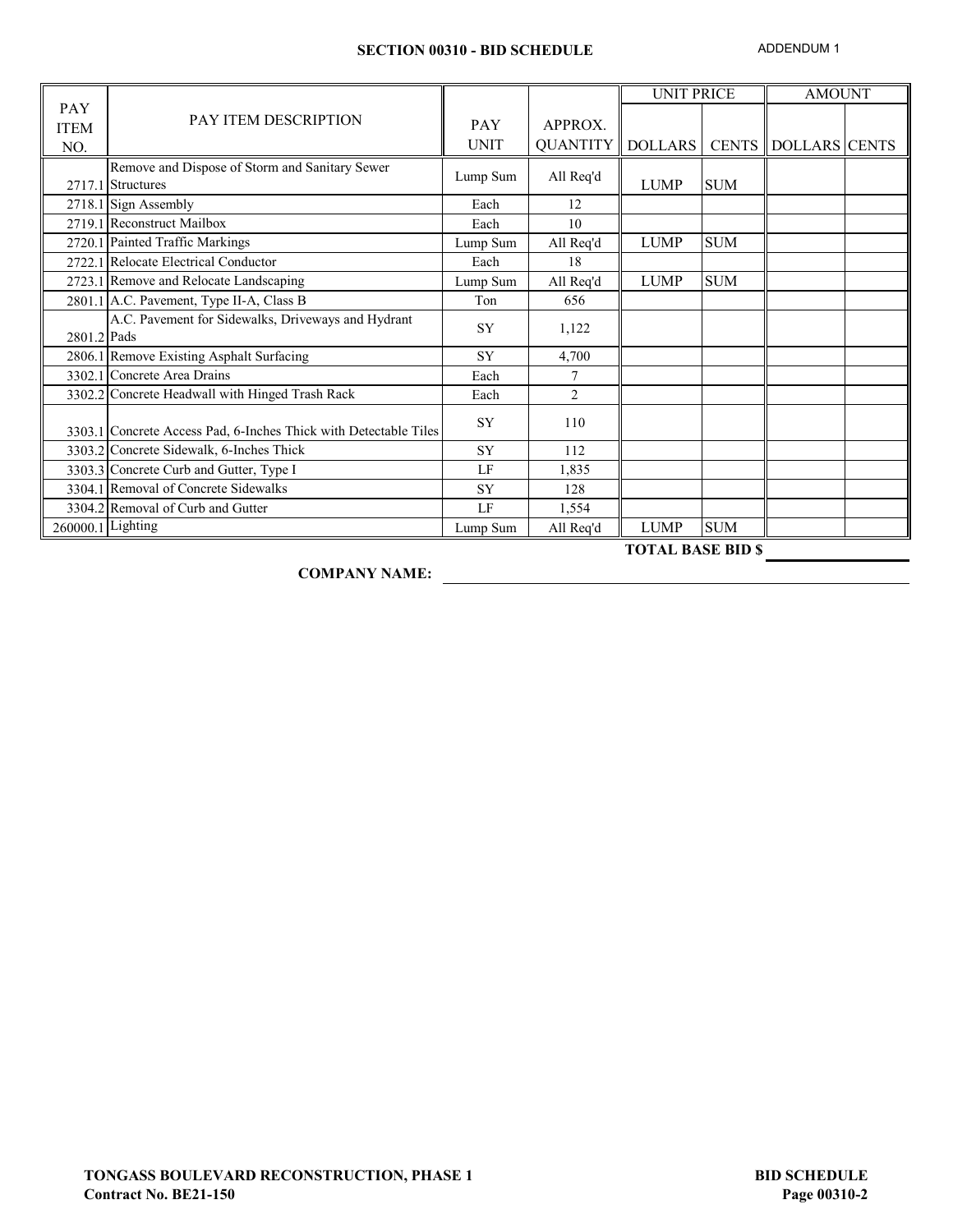## SECTION 00310 - BID SCHEDULE

ADDENDUM 1

| PAY ITEM NO. | PAY ITEM DESCRIPTION | PAY UNIT | APPROX. QUANTITY | UNIT PRICE | | AMOUNT | |
|---|---|---|---|---|---|---|---|
| | | | | DOLLARS | CENTS | DOLLARS | CENTS |
| 2717.1 | Remove and Dispose of Storm and Sanitary Sewer Structures | Lump Sum | All Req'd | LUMP | SUM | | |
| 2718.1 | Sign Assembly | Each | 12 | | | | |
| 2719.1 | Reconstruct Mailbox | Each | 10 | | | | |
| 2720.1 | Painted Traffic Markings | Lump Sum | All Req'd | LUMP | SUM | | |
| 2722.1 | Relocate Electrical Conductor | Each | 18 | | | | |
| 2723.1 | Remove and Relocate Landscaping | Lump Sum | All Req'd | LUMP | SUM | | |
| 2801.1 | A.C. Pavement, Type II-A, Class B | Ton | 656 | | | | |
| 2801.2 | A.C. Pavement for Sidewalks, Driveways and Hydrant Pads | SY | 1,122 | | | | |
| 2806.1 | Remove Existing Asphalt Surfacing | SY | 4,700 | | | | |
| 3302.1 | Concrete Area Drains | Each | 7 | | | | |
| 3302.2 | Concrete Headwall with Hinged Trash Rack | Each | 2 | | | | |
| 3303.1 | Concrete Access Pad, 6-Inches Thick with Detectable Tiles | SY | 110 | | | | |
| 3303.2 | Concrete Sidewalk, 6-Inches Thick | SY | 112 | | | | |
| 3303.3 | Concrete Curb and Gutter, Type I | LF | 1,835 | | | | |
| 3304.1 | Removal of Concrete Sidewalks | SY | 128 | | | | |
| 3304.2 | Removal of Curb and Gutter | LF | 1,554 | | | | |
| 260000.1 | Lighting | Lump Sum | All Req'd | LUMP | SUM | | |

**TOTAL BASE BID $** \_\_\_\_\_\_\_\_\_\_\_\_\_\_\_\_

**COMPANY NAME:** \_\_\_\_\_\_\_\_\_\_\_\_\_\_\_\_\_\_\_\_\_\_\_\_\_\_\_\_\_\_\_\_

**TONGASS BOULEVARD RECONSTRUCTION, PHASE 1**
**Contract No. BE21-150**

**BID SCHEDULE**